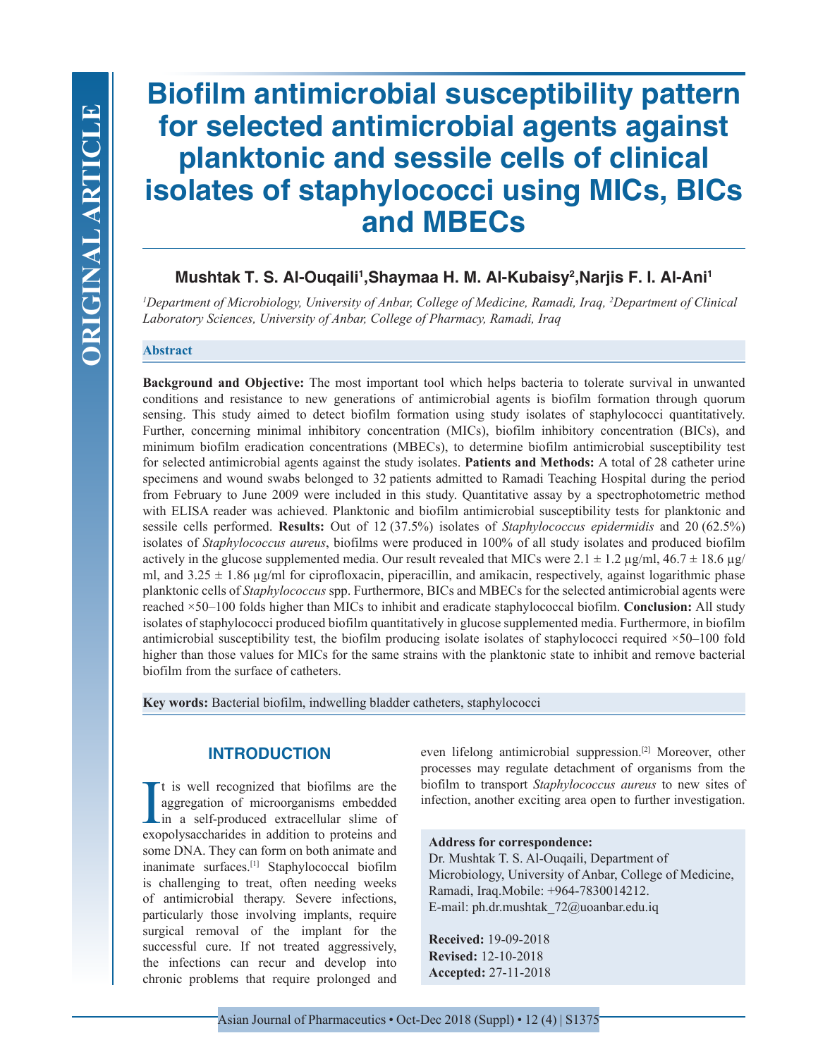ORIGINAL ARTICLE

# Biofilm antimicrobial susceptibility pattern for selected antimicrobial agents against planktonic and sessile cells of clinical isolates of staphylococci using MICs, BICs and MBECs

**Mushtak T. S. Al-Ouqaili[1], Shaymaa H. M. Al-Kubaisy[2], Narjis F. I. Al-Ani[1]**

*[1]Department of Microbiology, University of Anbar, College of Medicine, Ramadi, Iraq, [2]Department of Clinical Laboratory Sciences, University of Anbar, College of Pharmacy, Ramadi, Iraq*

## Abstract

**Background and Objective:** The most important tool which helps bacteria to tolerate survival in unwanted conditions and resistance to new generations of antimicrobial agents is biofilm formation through quorum sensing. This study aimed to detect biofilm formation using study isolates of staphylococci quantitatively. Further, concerning minimal inhibitory concentration (MICs), biofilm inhibitory concentration (BICs), and minimum biofilm eradication concentrations (MBECs), to determine biofilm antimicrobial susceptibility test for selected antimicrobial agents against the study isolates. **Patients and Methods:** A total of 28 catheter urine specimens and wound swabs belonged to 32 patients admitted to Ramadi Teaching Hospital during the period from February to June 2009 were included in this study. Quantitative assay by a spectrophotometric method with ELISA reader was achieved. Planktonic and biofilm antimicrobial susceptibility tests for planktonic and sessile cells performed. **Results:** Out of 12 (37.5%) isolates of *Staphylococcus epidermidis* and 20 (62.5%) isolates of *Staphylococcus aureus*, biofilms were produced in 100% of all study isolates and produced biofilm actively in the glucose supplemented media. Our result revealed that MICs were 2.1 ± 1.2 µg/ml, 46.7 ± 18.6 µg/ml, and 3.25 ± 1.86 µg/ml for ciprofloxacin, piperacillin, and amikacin, respectively, against logarithmic phase planktonic cells of *Staphylococcus* spp. Furthermore, BICs and MBECs for the selected antimicrobial agents were reached ×50–100 folds higher than MICs to inhibit and eradicate staphylococcal biofilm. **Conclusion:** All study isolates of staphylococci produced biofilm quantitatively in glucose supplemented media. Furthermore, in biofilm antimicrobial susceptibility test, the biofilm producing isolate isolates of staphylococci required ×50–100 fold higher than those values for MICs for the same strains with the planktonic state to inhibit and remove bacterial biofilm from the surface of catheters.

**Key words:** Bacterial biofilm, indwelling bladder catheters, staphylococci

## INTRODUCTION

It is well recognized that biofilms are the aggregation of microorganisms embedded in a self-produced extracellular slime of exopolysaccharides in addition to proteins and some DNA. They can form on both animate and inanimate surfaces.[1] Staphylococcal biofilm is challenging to treat, often needing weeks of antimicrobial therapy. Severe infections, particularly those involving implants, require surgical removal of the implant for the successful cure. If not treated aggressively, the infections can recur and develop into chronic problems that require prolonged and even lifelong antimicrobial suppression.[2] Moreover, other processes may regulate detachment of organisms from the biofilm to transport *Staphylococcus aureus* to new sites of infection, another exciting area open to further investigation.

**Address for correspondence:**
Dr. Mushtak T. S. Al-Ouqaili, Department of Microbiology, University of Anbar, College of Medicine, Ramadi, Iraq.Mobile: +964-7830014212.
E-mail: ph.dr.mushtak_72@uoanbar.edu.iq

**Received:** 19-09-2018
**Revised:** 12-10-2018
**Accepted:** 27-11-2018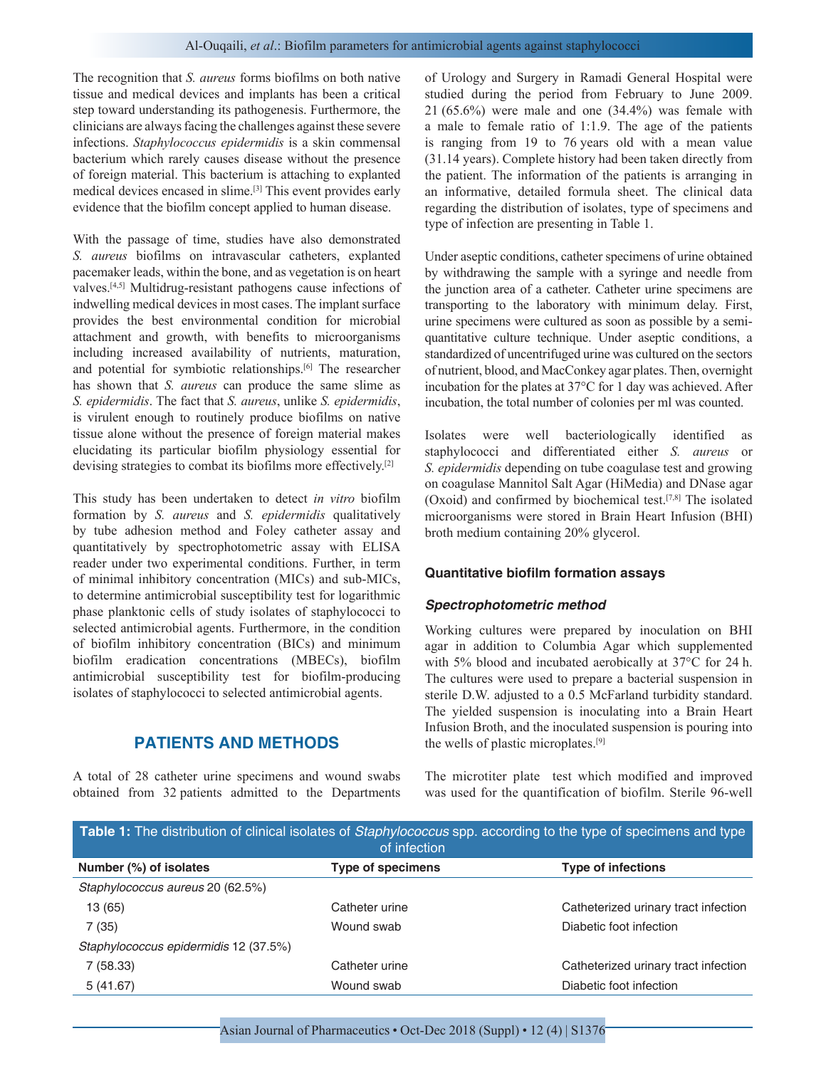The recognition that *S. aureus* forms biofilms on both native tissue and medical devices and implants has been a critical step toward understanding its pathogenesis. Furthermore, the clinicians are always facing the challenges against these severe infections. *Staphylococcus epidermidis* is a skin commensal bacterium which rarely causes disease without the presence of foreign material. This bacterium is attaching to explanted medical devices encased in slime.[3] This event provides early evidence that the biofilm concept applied to human disease.

With the passage of time, studies have also demonstrated *S. aureus* biofilms on intravascular catheters, explanted pacemaker leads, within the bone, and as vegetation is on heart valves.[4,5] Multidrug-resistant pathogens cause infections of indwelling medical devices in most cases. The implant surface provides the best environmental condition for microbial attachment and growth, with benefits to microorganisms including increased availability of nutrients, maturation, and potential for symbiotic relationships.[6] The researcher has shown that *S. aureus* can produce the same slime as *S. epidermidis*. The fact that *S. aureus*, unlike *S. epidermidis*, is virulent enough to routinely produce biofilms on native tissue alone without the presence of foreign material makes elucidating its particular biofilm physiology essential for devising strategies to combat its biofilms more effectively.[2]

This study has been undertaken to detect *in vitro* biofilm formation by *S. aureus* and *S. epidermidis* qualitatively by tube adhesion method and Foley catheter assay and quantitatively by spectrophotometric assay with ELISA reader under two experimental conditions. Further, in term of minimal inhibitory concentration (MICs) and sub-MICs, to determine antimicrobial susceptibility test for logarithmic phase planktonic cells of study isolates of staphylococci to selected antimicrobial agents. Furthermore, in the condition of biofilm inhibitory concentration (BICs) and minimum biofilm eradication concentrations (MBECs), biofilm antimicrobial susceptibility test for biofilm-producing isolates of staphylococci to selected antimicrobial agents.

## PATIENTS AND METHODS

A total of 28 catheter urine specimens and wound swabs obtained from 32 patients admitted to the Departments of Urology and Surgery in Ramadi General Hospital were studied during the period from February to June 2009. 21 (65.6%) were male and one (34.4%) was female with a male to female ratio of 1:1.9. The age of the patients is ranging from 19 to 76 years old with a mean value (31.14 years). Complete history had been taken directly from the patient. The information of the patients is arranging in an informative, detailed formula sheet. The clinical data regarding the distribution of isolates, type of specimens and type of infection are presenting in Table 1.

Under aseptic conditions, catheter specimens of urine obtained by withdrawing the sample with a syringe and needle from the junction area of a catheter. Catheter urine specimens are transporting to the laboratory with minimum delay. First, urine specimens were cultured as soon as possible by a semi-quantitative culture technique. Under aseptic conditions, a standardized of uncentrifuged urine was cultured on the sectors of nutrient, blood, and MacConkey agar plates. Then, overnight incubation for the plates at 37°C for 1 day was achieved. After incubation, the total number of colonies per ml was counted.

Isolates were well bacteriologically identified as staphylococci and differentiated either *S. aureus* or *S. epidermidis* depending on tube coagulase test and growing on coagulase Mannitol Salt Agar (HiMedia) and DNase agar (Oxoid) and confirmed by biochemical test.[7,8] The isolated microorganisms were stored in Brain Heart Infusion (BHI) broth medium containing 20% glycerol.

**Table 1:** The distribution of clinical isolates of *Staphylococcus* spp. according to the type of specimens and type of infection

| Number (%) of isolates | Type of specimens | Type of infections |
|---|---|---|
| *Staphylococcus aureus* 20 (62.5%) | | |
| 13 (65) | Catheter urine | Catheterized urinary tract infection |
| 7 (35) | Wound swab | Diabetic foot infection |
| *Staphylococcus epidermidis* 12 (37.5%) | | |
| 7 (58.33) | Catheter urine | Catheterized urinary tract infection |
| 5 (41.67) | Wound swab | Diabetic foot infection |

### Quantitative biofilm formation assays

#### *Spectrophotometric method*

Working cultures were prepared by inoculation on BHI agar in addition to Columbia Agar which supplemented with 5% blood and incubated aerobically at 37°C for 24 h. The cultures were used to prepare a bacterial suspension in sterile D.W. adjusted to a 0.5 McFarland turbidity standard. The yielded suspension is inoculating into a Brain Heart Infusion Broth, and the inoculated suspension is pouring into the wells of plastic microplates.[9]

The microtiter plate test which modified and improved was used for the quantification of biofilm. Sterile 96-well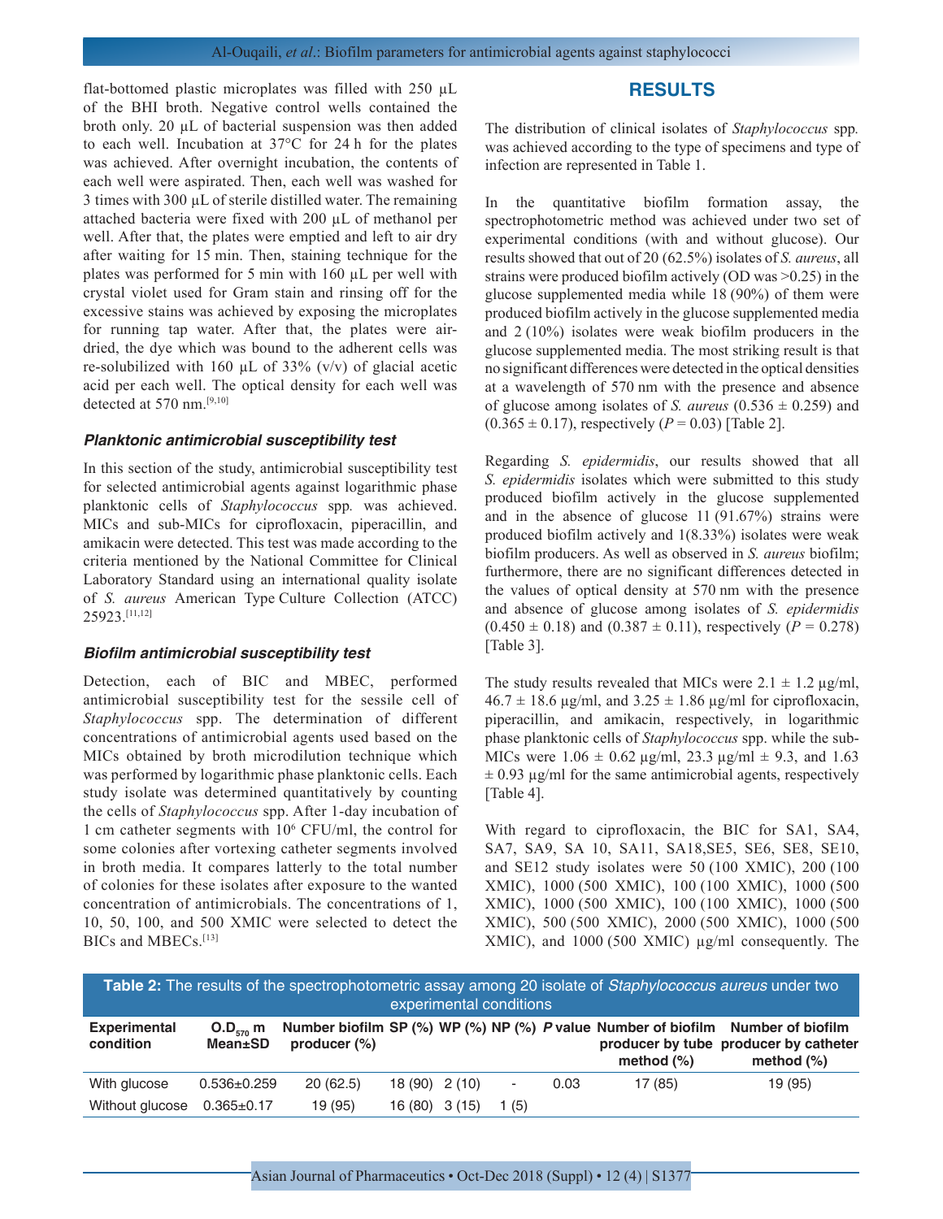flat-bottomed plastic microplates was filled with 250 µL of the BHI broth. Negative control wells contained the broth only. 20 µL of bacterial suspension was then added to each well. Incubation at 37°C for 24 h for the plates was achieved. After overnight incubation, the contents of each well were aspirated. Then, each well was washed for 3 times with 300 µL of sterile distilled water. The remaining attached bacteria were fixed with 200 µL of methanol per well. After that, the plates were emptied and left to air dry after waiting for 15 min. Then, staining technique for the plates was performed for 5 min with 160 µL per well with crystal violet used for Gram stain and rinsing off for the excessive stains was achieved by exposing the microplates for running tap water. After that, the plates were air-dried, the dye which was bound to the adherent cells was re-solubilized with 160 µL of 33% (v/v) of glacial acetic acid per each well. The optical density for each well was detected at 570 nm.[9,10]

### *Planktonic antimicrobial susceptibility test*

In this section of the study, antimicrobial susceptibility test for selected antimicrobial agents against logarithmic phase planktonic cells of *Staphylococcus* spp. was achieved. MICs and sub-MICs for ciprofloxacin, piperacillin, and amikacin were detected. This test was made according to the criteria mentioned by the National Committee for Clinical Laboratory Standard using an international quality isolate of *S. aureus* American Type Culture Collection (ATCC) 25923.[11,12]

### *Biofilm antimicrobial susceptibility test*

Detection, each of BIC and MBEC, performed antimicrobial susceptibility test for the sessile cell of *Staphylococcus* spp. The determination of different concentrations of antimicrobial agents used based on the MICs obtained by broth microdilution technique which was performed by logarithmic phase planktonic cells. Each study isolate was determined quantitatively by counting the cells of *Staphylococcus* spp. After 1-day incubation of 1 cm catheter segments with $10^6$ CFU/ml, the control for some colonies after vortexing catheter segments involved in broth media. It compares latterly to the total number of colonies for these isolates after exposure to the wanted concentration of antimicrobials. The concentrations of 1, 10, 50, 100, and 500 XMIC were selected to detect the BICs and MBECs.[13]

## RESULTS

The distribution of clinical isolates of *Staphylococcus* spp. was achieved according to the type of specimens and type of infection are represented in Table 1.

In the quantitative biofilm formation assay, the spectrophotometric method was achieved under two set of experimental conditions (with and without glucose). Our results showed that out of 20 (62.5%) isolates of *S. aureus*, all strains were produced biofilm actively (OD was >0.25) in the glucose supplemented media while 18 (90%) of them were produced biofilm actively in the glucose supplemented media and 2 (10%) isolates were weak biofilm producers in the glucose supplemented media. The most striking result is that no significant differences were detected in the optical densities at a wavelength of 570 nm with the presence and absence of glucose among isolates of *S. aureus* (0.536 ± 0.259) and (0.365 ± 0.17), respectively ($P = 0.03$) [Table 2].

Regarding *S. epidermidis*, our results showed that all *S. epidermidis* isolates which were submitted to this study produced biofilm actively in the glucose supplemented and in the absence of glucose 11 (91.67%) strains were produced biofilm actively and 1(8.33%) isolates were weak biofilm producers. As well as observed in *S. aureus* biofilm; furthermore, there are no significant differences detected in the values of optical density at 570 nm with the presence and absence of glucose among isolates of *S. epidermidis* (0.450 ± 0.18) and (0.387 ± 0.11), respectively ($P = 0.278$) [Table 3].

The study results revealed that MICs were 2.1 ± 1.2 µg/ml, 46.7 ± 18.6 µg/ml, and 3.25 ± 1.86 µg/ml for ciprofloxacin, piperacillin, and amikacin, respectively, in logarithmic phase planktonic cells of *Staphylococcus* spp. while the sub-MICs were 1.06 ± 0.62 µg/ml, 23.3 µg/ml ± 9.3, and 1.63 ± 0.93 µg/ml for the same antimicrobial agents, respectively [Table 4].

With regard to ciprofloxacin, the BIC for SA1, SA4, SA7, SA9, SA 10, SA11, SA18,SE5, SE6, SE8, SE10, and SE12 study isolates were 50 (100 XMIC), 200 (100 XMIC), 1000 (500 XMIC), 100 (100 XMIC), 1000 (500 XMIC), 1000 (500 XMIC), 100 (100 XMIC), 1000 (500 XMIC), 500 (500 XMIC), 2000 (500 XMIC), 1000 (500 XMIC), and 1000 (500 XMIC) µg/ml consequently. The

**Table 2:** The results of the spectrophotometric assay among 20 isolate of *Staphylococcus aureus* under two experimental conditions

| Experimental condition | $O.D_{570}$ m Mean±SD | Number biofilm producer (%) | SP (%) | WP (%) | NP (%) | *P* value | Number of biofilm producer by tube method (%) | Number of biofilm producer by catheter method (%) |
|---|---|---|---|---|---|---|---|---|
| With glucose | 0.536±0.259 | 20 (62.5) | 18 (90) | 2 (10) | - | 0.03 | 17 (85) | 19 (95) |
| Without glucose | 0.365±0.17 | 19 (95) | 16 (80) | 3 (15) | 1 (5) | | | |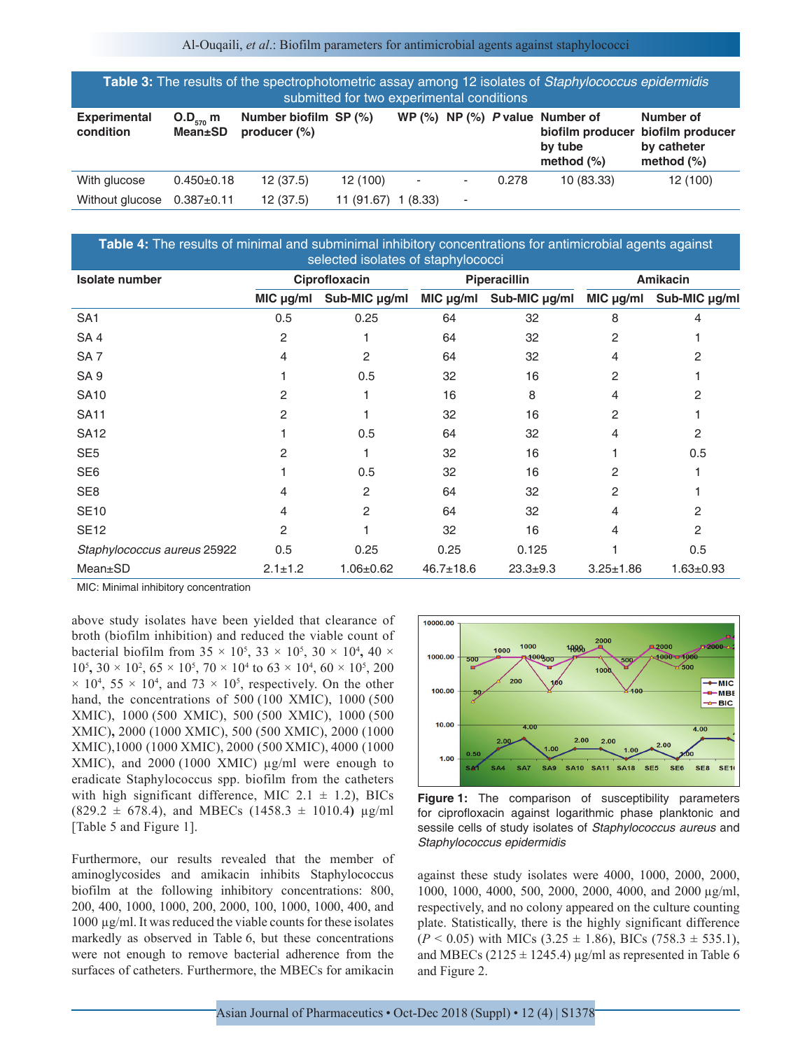**Table 3:** The results of the spectrophotometric assay among 12 isolates of *Staphylococcus epidermidis* submitted for two experimental conditions

| Experimental condition | $O.D_{570}$ m Mean±SD | Number biofilm producer (%) | SP (%) | WP (%) | NP (%) | *P* value | Number of biofilm producer by tube method (%) | Number of biofilm producer by catheter method (%) |
|---|---|---|---|---|---|---|---|---|
| With glucose | 0.450±0.18 | 12 (37.5) | 12 (100) | - | - | 0.278 | 10 (83.33) | 12 (100) |
| Without glucose | 0.387±0.11 | 12 (37.5) | 11 (91.67) | 1 (8.33) | - | | | |

**Table 4:** The results of minimal and subminimal inhibitory concentrations for antimicrobial agents against selected isolates of staphylococci

| Isolate number | Ciprofloxacin | | Piperacillin | | Amikacin | |
|---|---|---|---|---|---|---|
| | MIC μg/ml | Sub-MIC μg/ml | MIC μg/ml | Sub-MIC μg/ml | MIC μg/ml | Sub-MIC μg/ml |
| SA1 | 0.5 | 0.25 | 64 | 32 | 8 | 4 |
| SA 4 | 2 | 1 | 64 | 32 | 2 | 1 |
| SA 7 | 4 | 2 | 64 | 32 | 4 | 2 |
| SA 9 | 1 | 0.5 | 32 | 16 | 2 | 1 |
| SA10 | 2 | 1 | 16 | 8 | 4 | 2 |
| SA11 | 2 | 1 | 32 | 16 | 2 | 1 |
| SA12 | 1 | 0.5 | 64 | 32 | 4 | 2 |
| SE5 | 2 | 1 | 32 | 16 | 1 | 0.5 |
| SE6 | 1 | 0.5 | 32 | 16 | 2 | 1 |
| SE8 | 4 | 2 | 64 | 32 | 2 | 1 |
| SE10 | 4 | 2 | 64 | 32 | 4 | 2 |
| SE12 | 2 | 1 | 32 | 16 | 4 | 2 |
| *Staphylococcus aureus* 25922 | 0.5 | 0.25 | 0.25 | 0.125 | 1 | 0.5 |
| Mean±SD | 2.1±1.2 | 1.06±0.62 | 46.7±18.6 | 23.3±9.3 | 3.25±1.86 | 1.63±0.93 |

MIC: Minimal inhibitory concentration

above study isolates have been yielded that clearance of broth (biofilm inhibition) and reduced the viable count of bacterial biofilm from $35 \times 10^5$, $33 \times 10^5$, $30 \times 10^4$, $40 \times 10^5$, $30 \times 10^2$, $65 \times 10^5$, $70 \times 10^4$ to $63 \times 10^4$, $60 \times 10^5$, $200 \times 10^4$, $55 \times 10^4$, and $73 \times 10^5$, respectively. On the other hand, the concentrations of 500 (100 XMIC), 1000 (500 XMIC), 1000 (500 XMIC), 500 (500 XMIC), 1000 (500 XMIC), 2000 (1000 XMIC), 500 (500 XMIC), 2000 (1000 XMIC), 1000 (1000 XMIC), 2000 (500 XMIC), 4000 (1000 XMIC), and 2000 (1000 XMIC) μg/ml were enough to eradicate Staphylococcus spp. biofilm from the catheters with high significant difference, MIC 2.1 ± 1.2), BICs (829.2 ± 678.4), and MBECs (1458.3 ± 1010.4) μg/ml [Table 5 and Figure 1].

Furthermore, our results revealed that the member of aminoglycosides and amikacin inhibits Staphylococcus biofilm at the following inhibitory concentrations: 800, 200, 400, 1000, 1000, 200, 2000, 100, 1000, 1000, 400, and 1000 μg/ml. It was reduced the viable counts for these isolates markedly as observed in Table 6, but these concentrations were not enough to remove bacterial adherence from the surfaces of catheters. Furthermore, the MBECs for amikacin

**Figure 1:** The comparison of susceptibility parameters for ciprofloxacin against logarithmic phase planktonic and sessile cells of study isolates of *Staphylococcus aureus* and *Staphylococcus epidermidis*

against these study isolates were 4000, 1000, 2000, 2000, 1000, 1000, 4000, 500, 2000, 2000, 4000, and 2000 μg/ml, respectively, and no colony appeared on the culture counting plate. Statistically, there is the highly significant difference ($P < 0.05$) with MICs (3.25 ± 1.86), BICs (758.3 ± 535.1), and MBECs (2125 ± 1245.4) μg/ml as represented in Table 6 and Figure 2.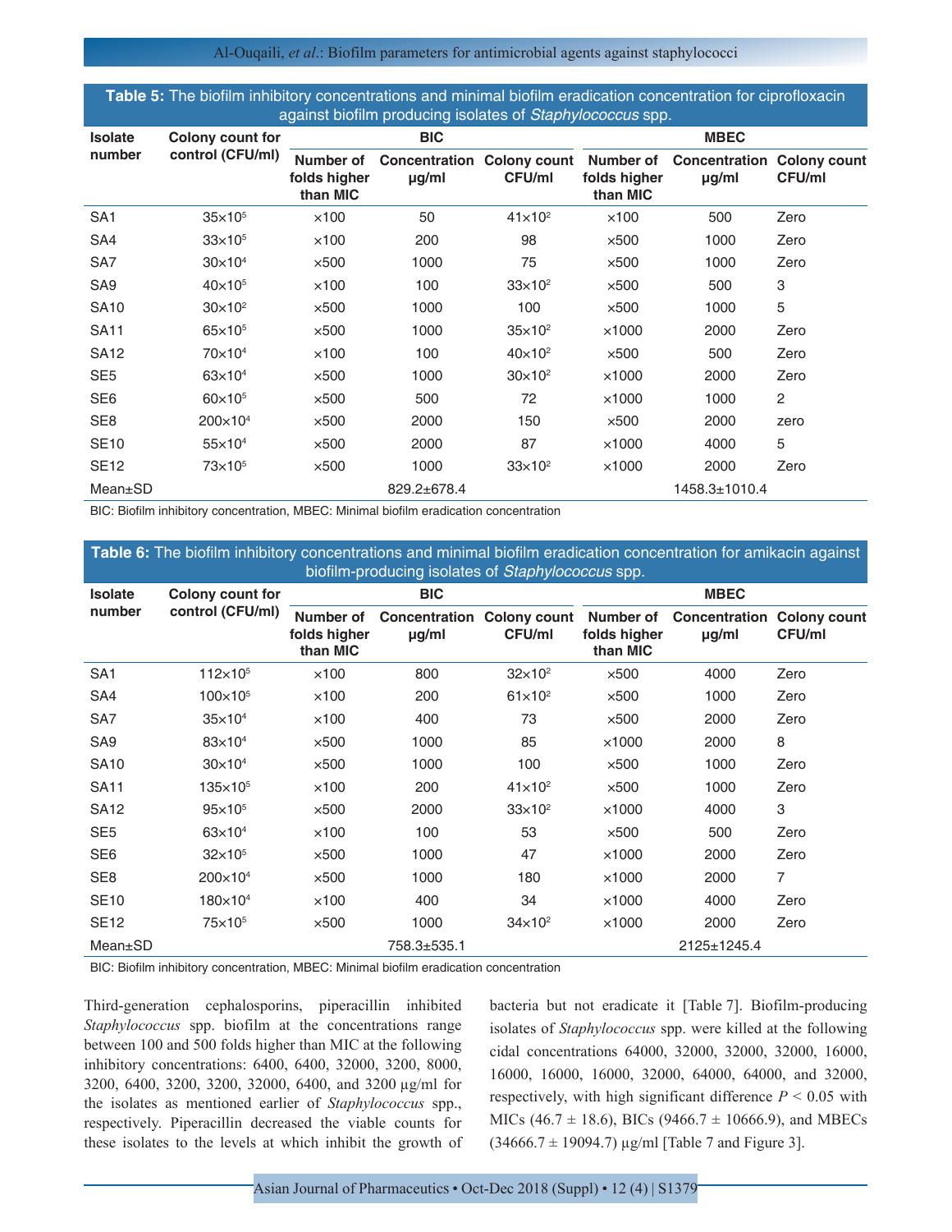**Table 5:** The biofilm inhibitory concentrations and minimal biofilm eradication concentration for ciprofloxacin against biofilm producing isolates of *Staphylococcus* spp.

| Isolate number | Colony count for control (CFU/ml) | BIC | | | MBEC | | |
|---|---|---|---|---|---|---|---|
| | | Number of folds higher than MIC | Concentration μg/ml | Colony count CFU/ml | Number of folds higher than MIC | Concentration μg/ml | Colony count CFU/ml |
| SA1 | $35\times10^5$ | ×100 | 50 | $41\times10^2$ | ×100 | 500 | Zero |
| SA4 | $33\times10^5$ | ×100 | 200 | 98 | ×500 | 1000 | Zero |
| SA7 | $30\times10^4$ | ×500 | 1000 | 75 | ×500 | 1000 | Zero |
| SA9 | $40\times10^5$ | ×100 | 100 | $33\times10^2$ | ×500 | 500 | 3 |
| SA10 | $30\times10^2$ | ×500 | 1000 | 100 | ×500 | 1000 | 5 |
| SA11 | $65\times10^5$ | ×500 | 1000 | $35\times10^2$ | ×1000 | 2000 | Zero |
| SA12 | $70\times10^4$ | ×100 | 100 | $40\times10^2$ | ×500 | 500 | Zero |
| SE5 | $63\times10^4$ | ×500 | 1000 | $30\times10^2$ | ×1000 | 2000 | Zero |
| SE6 | $60\times10^5$ | ×500 | 500 | 72 | ×1000 | 1000 | 2 |
| SE8 | $200\times10^4$ | ×500 | 2000 | 150 | ×500 | 2000 | zero |
| SE10 | $55\times10^4$ | ×500 | 2000 | 87 | ×1000 | 4000 | 5 |
| SE12 | $73\times10^5$ | ×500 | 1000 | $33\times10^2$ | ×1000 | 2000 | Zero |
| Mean±SD | | | 829.2±678.4 | | | 1458.3±1010.4 | |

BIC: Biofilm inhibitory concentration, MBEC: Minimal biofilm eradication concentration

**Table 6:** The biofilm inhibitory concentrations and minimal biofilm eradication concentration for amikacin against biofilm-producing isolates of *Staphylococcus* spp.

| Isolate number | Colony count for control (CFU/ml) | BIC | | | MBEC | | |
|---|---|---|---|---|---|---|---|
| | | Number of folds higher than MIC | Concentration μg/ml | Colony count CFU/ml | Number of folds higher than MIC | Concentration μg/ml | Colony count CFU/ml |
| SA1 | $112\times10^5$ | ×100 | 800 | $32\times10^2$ | ×500 | 4000 | Zero |
| SA4 | $100\times10^5$ | ×100 | 200 | $61\times10^2$ | ×500 | 1000 | Zero |
| SA7 | $35\times10^4$ | ×100 | 400 | 73 | ×500 | 2000 | Zero |
| SA9 | $83\times10^4$ | ×500 | 1000 | 85 | ×1000 | 2000 | 8 |
| SA10 | $30\times10^4$ | ×500 | 1000 | 100 | ×500 | 1000 | Zero |
| SA11 | $135\times10^5$ | ×100 | 200 | $41\times10^2$ | ×500 | 1000 | Zero |
| SA12 | $95\times10^5$ | ×500 | 2000 | $33\times10^2$ | ×1000 | 4000 | 3 |
| SE5 | $63\times10^4$ | ×100 | 100 | 53 | ×500 | 500 | Zero |
| SE6 | $32\times10^5$ | ×500 | 1000 | 47 | ×1000 | 2000 | Zero |
| SE8 | $200\times10^4$ | ×500 | 1000 | 180 | ×1000 | 2000 | 7 |
| SE10 | $180\times10^4$ | ×100 | 400 | 34 | ×1000 | 4000 | Zero |
| SE12 | $75\times10^5$ | ×500 | 1000 | $34\times10^2$ | ×1000 | 2000 | Zero |
| Mean±SD | | | 758.3±535.1 | | | 2125±1245.4 | |

BIC: Biofilm inhibitory concentration, MBEC: Minimal biofilm eradication concentration

Third-generation cephalosporins, piperacillin inhibited *Staphylococcus* spp. biofilm at the concentrations range between 100 and 500 folds higher than MIC at the following inhibitory concentrations: 6400, 6400, 32000, 3200, 8000, 3200, 6400, 3200, 3200, 32000, 6400, and 3200 μg/ml for the isolates as mentioned earlier of *Staphylococcus* spp., respectively. Piperacillin decreased the viable counts for these isolates to the levels at which inhibit the growth of bacteria but not eradicate it [Table 7]. Biofilm-producing isolates of *Staphylococcus* spp. were killed at the following cidal concentrations 64000, 32000, 32000, 32000, 16000, 16000, 16000, 16000, 32000, 64000, 64000, and 32000, respectively, with high significant difference $P < 0.05$ with MICs (46.7 ± 18.6), BICs (9466.7 ± 10666.9), and MBECs (34666.7 ± 19094.7) μg/ml [Table 7 and Figure 3].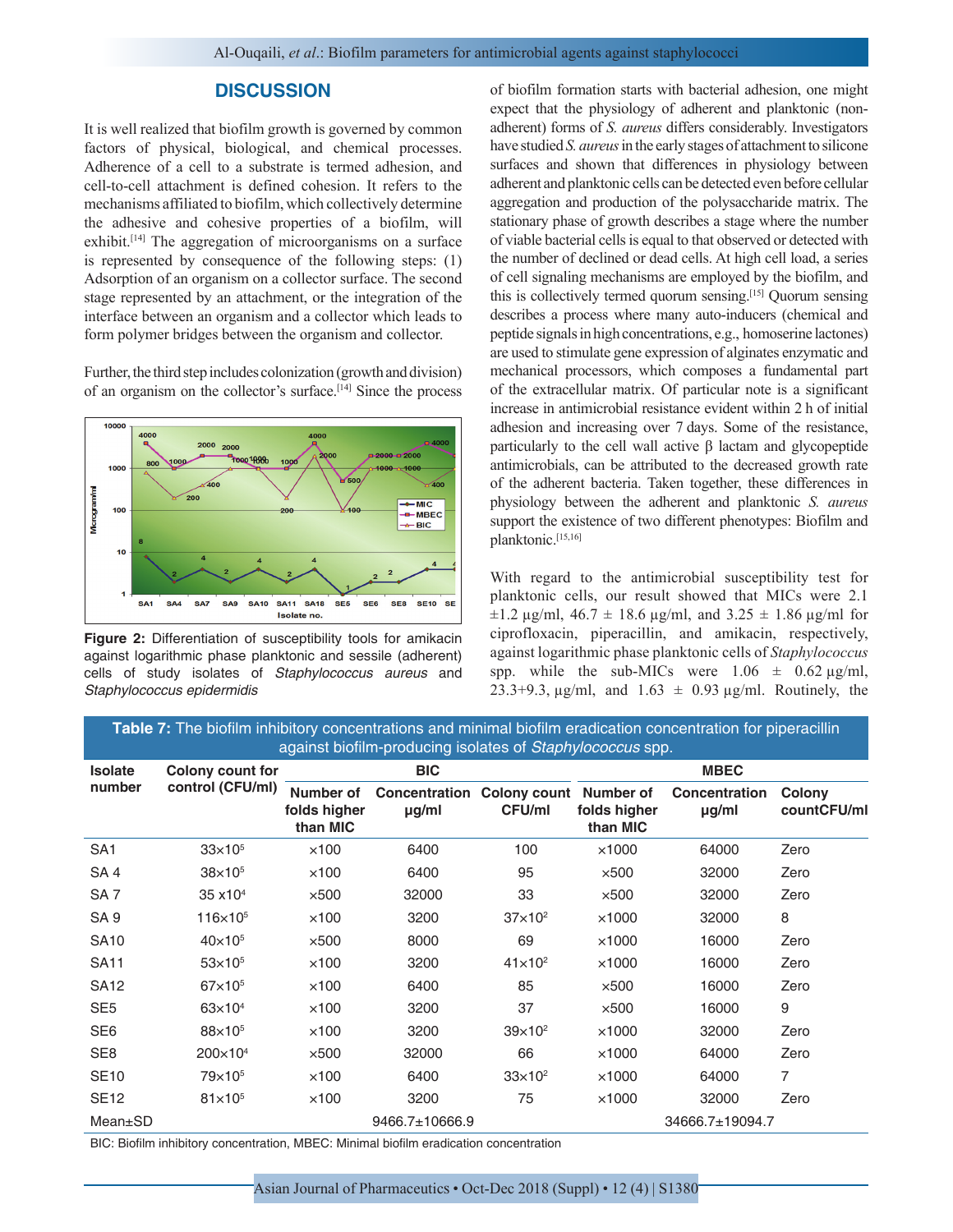## DISCUSSION

It is well realized that biofilm growth is governed by common factors of physical, biological, and chemical processes. Adherence of a cell to a substrate is termed adhesion, and cell-to-cell attachment is defined cohesion. It refers to the mechanisms affiliated to biofilm, which collectively determine the adhesive and cohesive properties of a biofilm, will exhibit.[14] The aggregation of microorganisms on a surface is represented by consequence of the following steps: (1) Adsorption of an organism on a collector surface. The second stage represented by an attachment, or the integration of the interface between an organism and a collector which leads to form polymer bridges between the organism and collector.

Further, the third step includes colonization (growth and division) of an organism on the collector's surface.[14] Since the process of biofilm formation starts with bacterial adhesion, one might expect that the physiology of adherent and planktonic (non-adherent) forms of *S. aureus* differs considerably. Investigators have studied *S. aureus* in the early stages of attachment to silicone surfaces and shown that differences in physiology between adherent and planktonic cells can be detected even before cellular aggregation and production of the polysaccharide matrix. The stationary phase of growth describes a stage where the number of viable bacterial cells is equal to that observed or detected with the number of declined or dead cells. At high cell load, a series of cell signaling mechanisms are employed by the biofilm, and this is collectively termed quorum sensing.[15] Quorum sensing describes a process where many auto-inducers (chemical and peptide signals in high concentrations, e.g., homoserine lactones) are used to stimulate gene expression of alginates enzymatic and mechanical processors, which composes a fundamental part of the extracellular matrix. Of particular note is a significant increase in antimicrobial resistance evident within 2 h of initial adhesion and increasing over 7 days. Some of the resistance, particularly to the cell wall active β lactam and glycopeptide antimicrobials, can be attributed to the decreased growth rate of the adherent bacteria. Taken together, these differences in physiology between the adherent and planktonic *S. aureus* support the existence of two different phenotypes: Biofilm and planktonic.[15,16]

**Figure 2:** Differentiation of susceptibility tools for amikacin against logarithmic phase planktonic and sessile (adherent) cells of study isolates of *Staphylococcus aureus* and *Staphylococcus epidermidis*

With regard to the antimicrobial susceptibility test for planktonic cells, our result showed that MICs were 2.1 ±1.2 µg/ml, 46.7 ± 18.6 µg/ml, and 3.25 ± 1.86 µg/ml for ciprofloxacin, piperacillin, and amikacin, respectively, against logarithmic phase planktonic cells of *Staphylococcus* spp. while the sub-MICs were 1.06 ± 0.62 µg/ml, 23.3+9.3, µg/ml, and 1.63 ± 0.93 µg/ml. Routinely, the

**Table 7:** The biofilm inhibitory concentrations and minimal biofilm eradication concentration for piperacillin against biofilm-producing isolates of *Staphylococcus* spp.

| Isolate number | Colony count for control (CFU/ml) | BIC | | | MBEC | | |
|---|---|---|---|---|---|---|---|
| | | Number of folds higher than MIC | Concentration µg/ml | Colony count CFU/ml | Number of folds higher than MIC | Concentration µg/ml | Colony countCFU/ml |
| SA1 | $33\times10^5$ | ×100 | 6400 | 100 | ×1000 | 64000 | Zero |
| SA 4 | $38\times10^5$ | ×100 | 6400 | 95 | ×500 | 32000 | Zero |
| SA 7 | $35\times10^4$ | ×500 | 32000 | 33 | ×500 | 32000 | Zero |
| SA 9 | $116\times10^5$ | ×100 | 3200 | $37\times10^2$ | ×1000 | 32000 | 8 |
| SA10 | $40\times10^5$ | ×500 | 8000 | 69 | ×1000 | 16000 | Zero |
| SA11 | $53\times10^5$ | ×100 | 3200 | $41\times10^2$ | ×1000 | 16000 | Zero |
| SA12 | $67\times10^5$ | ×100 | 6400 | 85 | ×500 | 16000 | Zero |
| SE5 | $63\times10^4$ | ×100 | 3200 | 37 | ×500 | 16000 | 9 |
| SE6 | $88\times10^5$ | ×100 | 3200 | $39\times10^2$ | ×1000 | 32000 | Zero |
| SE8 | $200\times10^4$ | ×500 | 32000 | 66 | ×1000 | 64000 | Zero |
| SE10 | $79\times10^5$ | ×100 | 6400 | $33\times10^2$ | ×1000 | 64000 | 7 |
| SE12 | $81\times10^5$ | ×100 | 3200 | 75 | ×1000 | 32000 | Zero |
| Mean±SD | | | 9466.7±10666.9 | | | 34666.7±19094.7 | |

BIC: Biofilm inhibitory concentration, MBEC: Minimal biofilm eradication concentration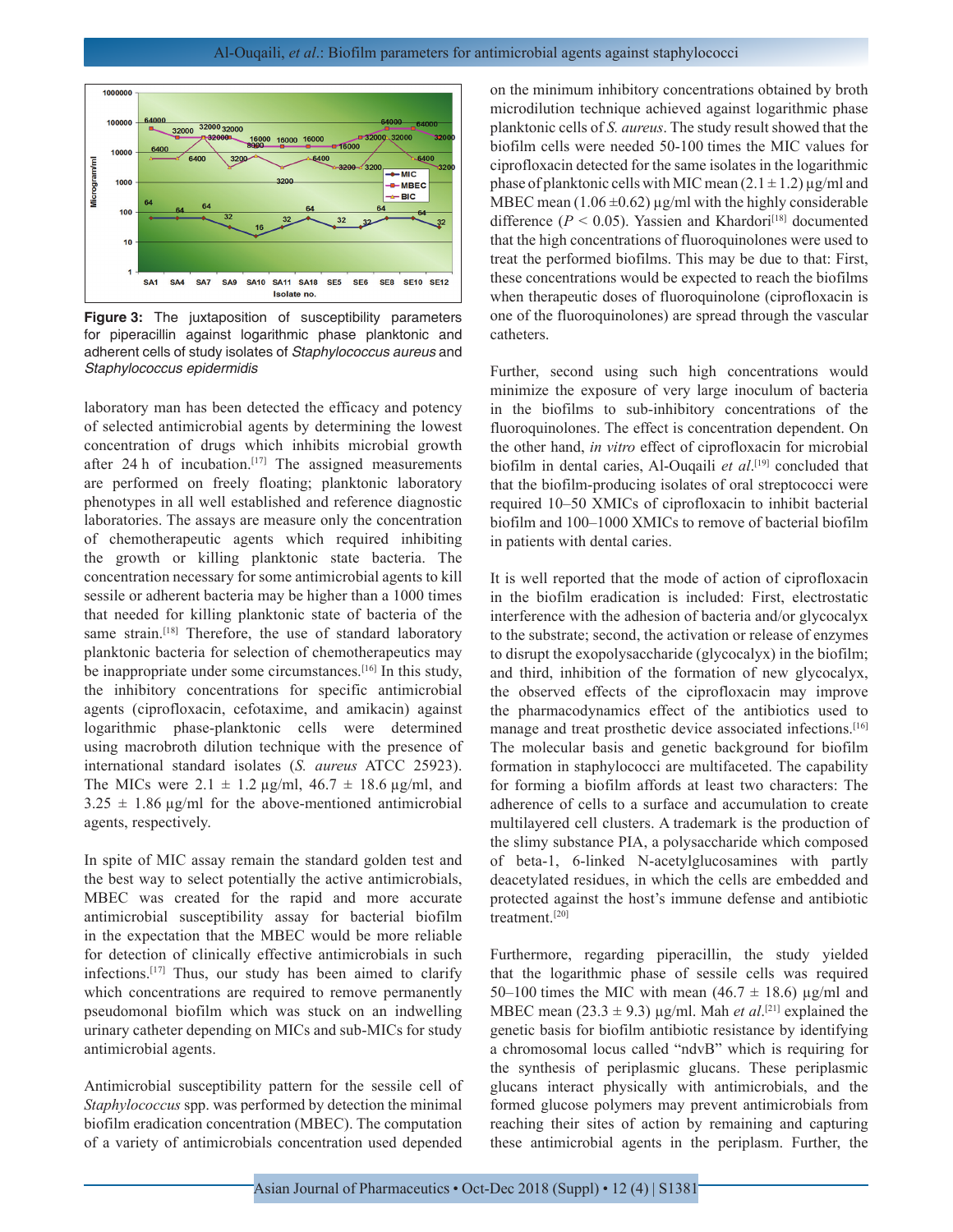**Figure 3:** The juxtaposition of susceptibility parameters for piperacillin against logarithmic phase planktonic and adherent cells of study isolates of *Staphylococcus aureus* and *Staphylococcus epidermidis*

laboratory man has been detected the efficacy and potency of selected antimicrobial agents by determining the lowest concentration of drugs which inhibits microbial growth after 24 h of incubation.[17] The assigned measurements are performed on freely floating; planktonic laboratory phenotypes in all well established and reference diagnostic laboratories. The assays are measure only the concentration of chemotherapeutic agents which required inhibiting the growth or killing planktonic state bacteria. The concentration necessary for some antimicrobial agents to kill sessile or adherent bacteria may be higher than a 1000 times that needed for killing planktonic state of bacteria of the same strain.[18] Therefore, the use of standard laboratory planktonic bacteria for selection of chemotherapeutics may be inappropriate under some circumstances.[16] In this study, the inhibitory concentrations for specific antimicrobial agents (ciprofloxacin, cefotaxime, and amikacin) against logarithmic phase-planktonic cells were determined using macrobroth dilution technique with the presence of international standard isolates (*S. aureus* ATCC 25923). The MICs were 2.1 ± 1.2 μg/ml, 46.7 ± 18.6 μg/ml, and 3.25 ± 1.86 μg/ml for the above-mentioned antimicrobial agents, respectively.

In spite of MIC assay remain the standard golden test and the best way to select potentially the active antimicrobials, MBEC was created for the rapid and more accurate antimicrobial susceptibility assay for bacterial biofilm in the expectation that the MBEC would be more reliable for detection of clinically effective antimicrobials in such infections.[17] Thus, our study has been aimed to clarify which concentrations are required to remove permanently pseudomonal biofilm which was stuck on an indwelling urinary catheter depending on MICs and sub-MICs for study antimicrobial agents.

Antimicrobial susceptibility pattern for the sessile cell of *Staphylococcus* spp. was performed by detection the minimal biofilm eradication concentration (MBEC). The computation of a variety of antimicrobials concentration used depended on the minimum inhibitory concentrations obtained by broth microdilution technique achieved against logarithmic phase planktonic cells of *S. aureus*. The study result showed that the biofilm cells were needed 50-100 times the MIC values for ciprofloxacin detected for the same isolates in the logarithmic phase of planktonic cells with MIC mean (2.1 ± 1.2) μg/ml and MBEC mean (1.06 ±0.62) μg/ml with the highly considerable difference ($P < 0.05$). Yassien and Khardori[18] documented that the high concentrations of fluoroquinolones were used to treat the performed biofilms. This may be due to that: First, these concentrations would be expected to reach the biofilms when therapeutic doses of fluoroquinolone (ciprofloxacin is one of the fluoroquinolones) are spread through the vascular catheters.

Further, second using such high concentrations would minimize the exposure of very large inoculum of bacteria in the biofilms to sub-inhibitory concentrations of the fluoroquinolones. The effect is concentration dependent. On the other hand, *in vitro* effect of ciprofloxacin for microbial biofilm in dental caries, Al-Ouqaili *et al*.[19] concluded that that the biofilm-producing isolates of oral streptococci were required 10–50 XMICs of ciprofloxacin to inhibit bacterial biofilm and 100–1000 XMICs to remove of bacterial biofilm in patients with dental caries.

It is well reported that the mode of action of ciprofloxacin in the biofilm eradication is included: First, electrostatic interference with the adhesion of bacteria and/or glycocalyx to the substrate; second, the activation or release of enzymes to disrupt the exopolysaccharide (glycocalyx) in the biofilm; and third, inhibition of the formation of new glycocalyx, the observed effects of the ciprofloxacin may improve the pharmacodynamics effect of the antibiotics used to manage and treat prosthetic device associated infections.[16] The molecular basis and genetic background for biofilm formation in staphylococci are multifaceted. The capability for forming a biofilm affords at least two characters: The adherence of cells to a surface and accumulation to create multilayered cell clusters. A trademark is the production of the slimy substance PIA, a polysaccharide which composed of beta-1, 6-linked N-acetylglucosamines with partly deacetylated residues, in which the cells are embedded and protected against the host's immune defense and antibiotic treatment.[20]

Furthermore, regarding piperacillin, the study yielded that the logarithmic phase of sessile cells was required 50–100 times the MIC with mean (46.7 ± 18.6) μg/ml and MBEC mean (23.3 ± 9.3) μg/ml. Mah *et al*.[21] explained the genetic basis for biofilm antibiotic resistance by identifying a chromosomal locus called "ndvB" which is requiring for the synthesis of periplasmic glucans. These periplasmic glucans interact physically with antimicrobials, and the formed glucose polymers may prevent antimicrobials from reaching their sites of action by remaining and capturing these antimicrobial agents in the periplasm. Further, the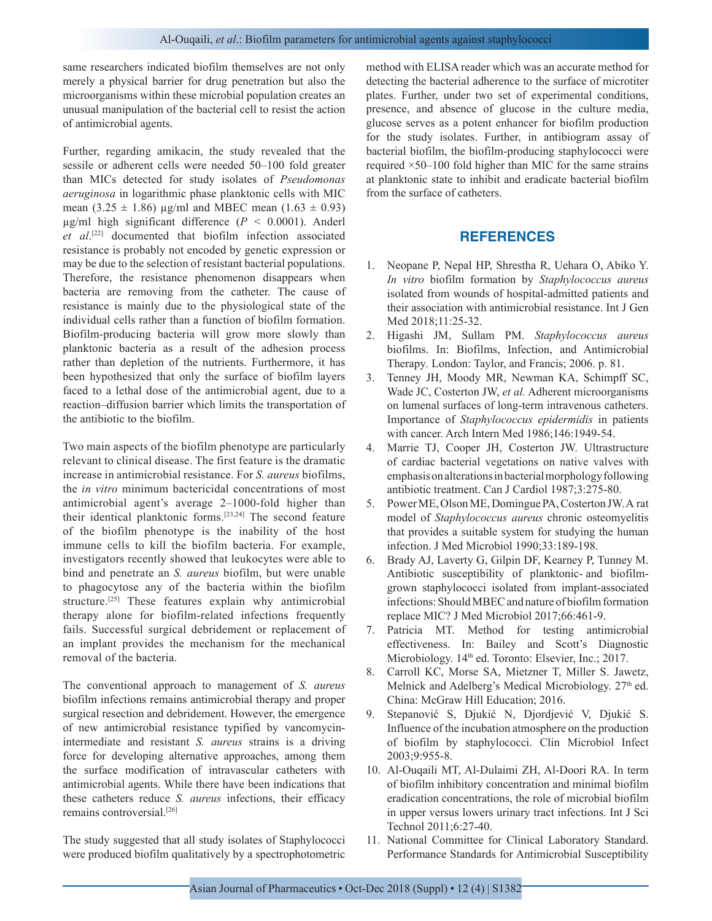same researchers indicated biofilm themselves are not only merely a physical barrier for drug penetration but also the microorganisms within these microbial population creates an unusual manipulation of the bacterial cell to resist the action of antimicrobial agents.

Further, regarding amikacin, the study revealed that the sessile or adherent cells were needed 50–100 fold greater than MICs detected for study isolates of *Pseudomonas aeruginosa* in logarithmic phase planktonic cells with MIC mean (3.25 ± 1.86) µg/ml and MBEC mean (1.63 ± 0.93) µg/ml high significant difference ($P < 0.0001$). Anderl *et al*.[22] documented that biofilm infection associated resistance is probably not encoded by genetic expression or may be due to the selection of resistant bacterial populations. Therefore, the resistance phenomenon disappears when bacteria are removing from the catheter. The cause of resistance is mainly due to the physiological state of the individual cells rather than a function of biofilm formation. Biofilm-producing bacteria will grow more slowly than planktonic bacteria as a result of the adhesion process rather than depletion of the nutrients. Furthermore, it has been hypothesized that only the surface of biofilm layers faced to a lethal dose of the antimicrobial agent, due to a reaction–diffusion barrier which limits the transportation of the antibiotic to the biofilm.

Two main aspects of the biofilm phenotype are particularly relevant to clinical disease. The first feature is the dramatic increase in antimicrobial resistance. For *S. aureus* biofilms, the *in vitro* minimum bactericidal concentrations of most antimicrobial agent's average 2–1000-fold higher than their identical planktonic forms.[23,24] The second feature of the biofilm phenotype is the inability of the host immune cells to kill the biofilm bacteria. For example, investigators recently showed that leukocytes were able to bind and penetrate an *S. aureus* biofilm, but were unable to phagocytose any of the bacteria within the biofilm structure.[25] These features explain why antimicrobial therapy alone for biofilm-related infections frequently fails. Successful surgical debridement or replacement of an implant provides the mechanism for the mechanical removal of the bacteria.

The conventional approach to management of *S. aureus* biofilm infections remains antimicrobial therapy and proper surgical resection and debridement. However, the emergence of new antimicrobial resistance typified by vancomycin-intermediate and resistant *S. aureus* strains is a driving force for developing alternative approaches, among them the surface modification of intravascular catheters with antimicrobial agents. While there have been indications that these catheters reduce *S. aureus* infections, their efficacy remains controversial.[26]

The study suggested that all study isolates of Staphylococci were produced biofilm qualitatively by a spectrophotometric method with ELISA reader which was an accurate method for detecting the bacterial adherence to the surface of microtiter plates. Further, under two set of experimental conditions, presence, and absence of glucose in the culture media, glucose serves as a potent enhancer for biofilm production for the study isolates. Further, in antibiogram assay of bacterial biofilm, the biofilm-producing staphylococci were required ×50–100 fold higher than MIC for the same strains at planktonic state to inhibit and eradicate bacterial biofilm from the surface of catheters.

## REFERENCES

1. Neopane P, Nepal HP, Shrestha R, Uehara O, Abiko Y. *In vitro* biofilm formation by *Staphylococcus aureus* isolated from wounds of hospital-admitted patients and their association with antimicrobial resistance. Int J Gen Med 2018;11:25-32.
2. Higashi JM, Sullam PM. *Staphylococcus aureus* biofilms. In: Biofilms, Infection, and Antimicrobial Therapy. London: Taylor, and Francis; 2006. p. 81.
3. Tenney JH, Moody MR, Newman KA, Schimpff SC, Wade JC, Costerton JW, *et al.* Adherent microorganisms on lumenal surfaces of long-term intravenous catheters. Importance of *Staphylococcus epidermidis* in patients with cancer. Arch Intern Med 1986;146:1949-54.
4. Marrie TJ, Cooper JH, Costerton JW. Ultrastructure of cardiac bacterial vegetations on native valves with emphasis on alterations in bacterial morphology following antibiotic treatment. Can J Cardiol 1987;3:275-80.
5. Power ME, Olson ME, Domingue PA, Costerton JW. A rat model of *Staphylococcus aureus* chronic osteomyelitis that provides a suitable system for studying the human infection. J Med Microbiol 1990;33:189-198.
6. Brady AJ, Laverty G, Gilpin DF, Kearney P, Tunney M. Antibiotic susceptibility of planktonic- and biofilm-grown staphylococci isolated from implant-associated infections: Should MBEC and nature of biofilm formation replace MIC? J Med Microbiol 2017;66:461-9.
7. Patricia MT. Method for testing antimicrobial effectiveness. In: Bailey and Scott's Diagnostic Microbiology. 14th ed. Toronto: Elsevier, Inc.; 2017.
8. Carroll KC, Morse SA, Mietzner T, Miller S. Jawetz, Melnick and Adelberg's Medical Microbiology. 27th ed. China: McGraw Hill Education; 2016.
9. Stepanović S, Djukić N, Djordjević V, Djukić S. Influence of the incubation atmosphere on the production of biofilm by staphylococci. Clin Microbiol Infect 2003;9:955-8.
10. Al-Ouqaili MT, Al-Dulaimi ZH, Al-Doori RA. In term of biofilm inhibitory concentration and minimal biofilm eradication concentrations, the role of microbial biofilm in upper versus lowers urinary tract infections. Int J Sci Technol 2011;6:27-40.
11. National Committee for Clinical Laboratory Standard. Performance Standards for Antimicrobial Susceptibility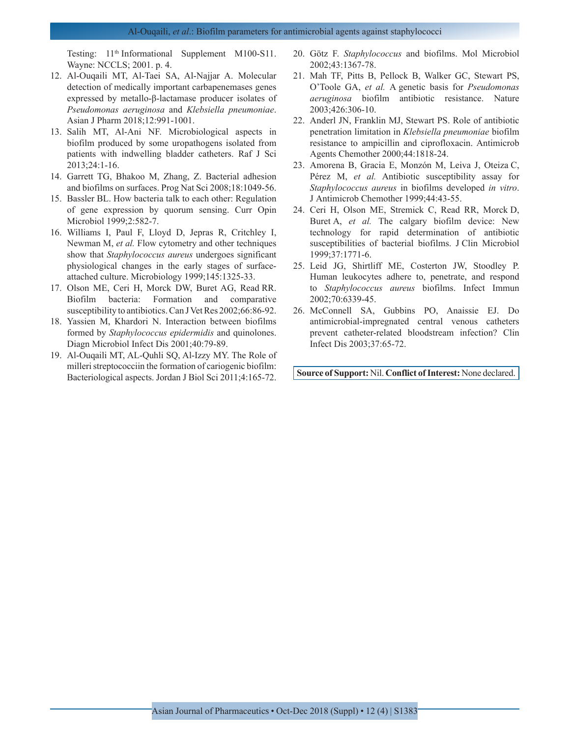Testing: 11th Informational Supplement M100-S11. Wayne: NCCLS; 2001. p. 4.

12. Al-Ouqaili MT, Al-Taei SA, Al-Najjar A. Molecular detection of medically important carbapenemases genes expressed by metallo-β-lactamase producer isolates of *Pseudomonas aeruginosa* and *Klebsiella pneumoniae*. Asian J Pharm 2018;12:991-1001.
13. Salih MT, Al-Ani NF. Microbiological aspects in biofilm produced by some uropathogens isolated from patients with indwelling bladder catheters. Raf J Sci 2013;24:1-16.
14. Garrett TG, Bhakoo M, Zhang, Z. Bacterial adhesion and biofilms on surfaces. Prog Nat Sci 2008;18:1049-56.
15. Bassler BL. How bacteria talk to each other: Regulation of gene expression by quorum sensing. Curr Opin Microbiol 1999;2:582-7.
16. Williams I, Paul F, Lloyd D, Jepras R, Critchley I, Newman M, *et al.* Flow cytometry and other techniques show that *Staphylococcus aureus* undergoes significant physiological changes in the early stages of surface-attached culture. Microbiology 1999;145:1325-33.
17. Olson ME, Ceri H, Morck DW, Buret AG, Read RR. Biofilm bacteria: Formation and comparative susceptibility to antibiotics. Can J Vet Res 2002;66:86-92.
18. Yassien M, Khardori N. Interaction between biofilms formed by *Staphylococcus epidermidis* and quinolones. Diagn Microbiol Infect Dis 2001;40:79-89.
19. Al-Ouqaili MT, AL-Quhli SQ, Al-Izzy MY. The Role of milleri streptococciin the formation of cariogenic biofilm: Bacteriological aspects. Jordan J Biol Sci 2011;4:165-72.
20. Götz F. *Staphylococcus* and biofilms. Mol Microbiol 2002;43:1367-78.
21. Mah TF, Pitts B, Pellock B, Walker GC, Stewart PS, O'Toole GA, *et al.* A genetic basis for *Pseudomonas aeruginosa* biofilm antibiotic resistance. Nature 2003;426:306-10.
22. Anderl JN, Franklin MJ, Stewart PS. Role of antibiotic penetration limitation in *Klebsiella pneumoniae* biofilm resistance to ampicillin and ciprofloxacin. Antimicrob Agents Chemother 2000;44:1818-24.
23. Amorena B, Gracia E, Monzón M, Leiva J, Oteiza C, Pérez M, *et al.* Antibiotic susceptibility assay for *Staphylococcus aureus* in biofilms developed *in vitro*. J Antimicrob Chemother 1999;44:43-55.
24. Ceri H, Olson ME, Stremick C, Read RR, Morck D, Buret A, *et al.* The calgary biofilm device: New technology for rapid determination of antibiotic susceptibilities of bacterial biofilms. J Clin Microbiol 1999;37:1771-6.
25. Leid JG, Shirtliff ME, Costerton JW, Stoodley P. Human leukocytes adhere to, penetrate, and respond to *Staphylococcus aureus* biofilms. Infect Immun 2002;70:6339-45.
26. McConnell SA, Gubbins PO, Anaissie EJ. Do antimicrobial-impregnated central venous catheters prevent catheter-related bloodstream infection? Clin Infect Dis 2003;37:65-72.

**Source of Support:** Nil. **Conflict of Interest:** None declared.